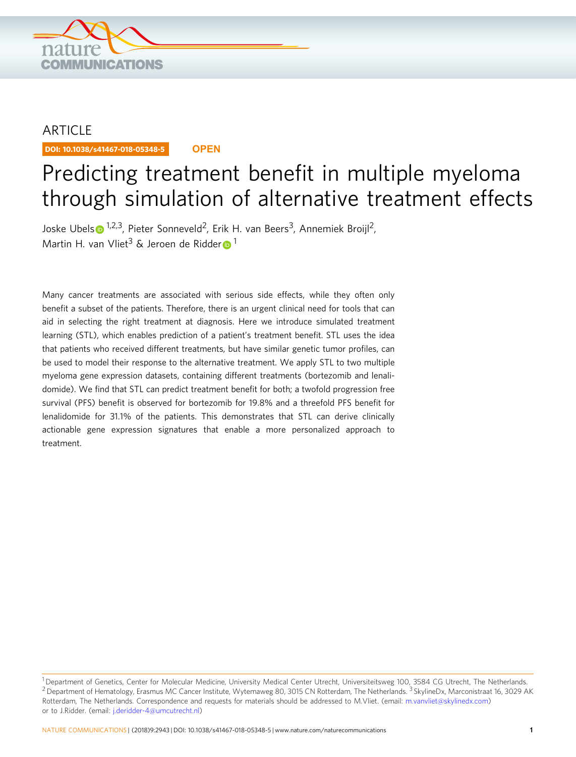ARTICLE

DOI: 10.1038/s41467-018-05348-5 **OPEN**

# Predicting treatment benefit in multiple myeloma through simulation of alternative treatment effects

Joske Ubels[1,2,3], Pieter Sonneveld[2], Erik H. van Beers[3], Annemiek Broijl[2], Martin H. van Vliet[3] & Jeroen de Ridder[1]

Many cancer treatments are associated with serious side effects, while they often only benefit a subset of the patients. Therefore, there is an urgent clinical need for tools that can aid in selecting the right treatment at diagnosis. Here we introduce simulated treatment learning (STL), which enables prediction of a patient's treatment benefit. STL uses the idea that patients who received different treatments, but have similar genetic tumor profiles, can be used to model their response to the alternative treatment. We apply STL to two multiple myeloma gene expression datasets, containing different treatments (bortezomib and lenalidomide). We find that STL can predict treatment benefit for both; a twofold progression free survival (PFS) benefit is observed for bortezomib for 19.8% and a threefold PFS benefit for lenalidomide for 31.1% of the patients. This demonstrates that STL can derive clinically actionable gene expression signatures that enable a more personalized approach to treatment.

[1] Department of Genetics, Center for Molecular Medicine, University Medical Center Utrecht, Universiteitsweg 100, 3584 CG Utrecht, The Netherlands. [2] Department of Hematology, Erasmus MC Cancer Institute, Wytemaweg 80, 3015 CN Rotterdam, The Netherlands. [3] SkylineDx, Marconistraat 16, 3029 AK Rotterdam, The Netherlands. Correspondence and requests for materials should be addressed to M.Vliet. (email: m.vanvliet@skylinedx.com) or to J.Ridder. (email: j.deridder-4@umcutrecht.nl)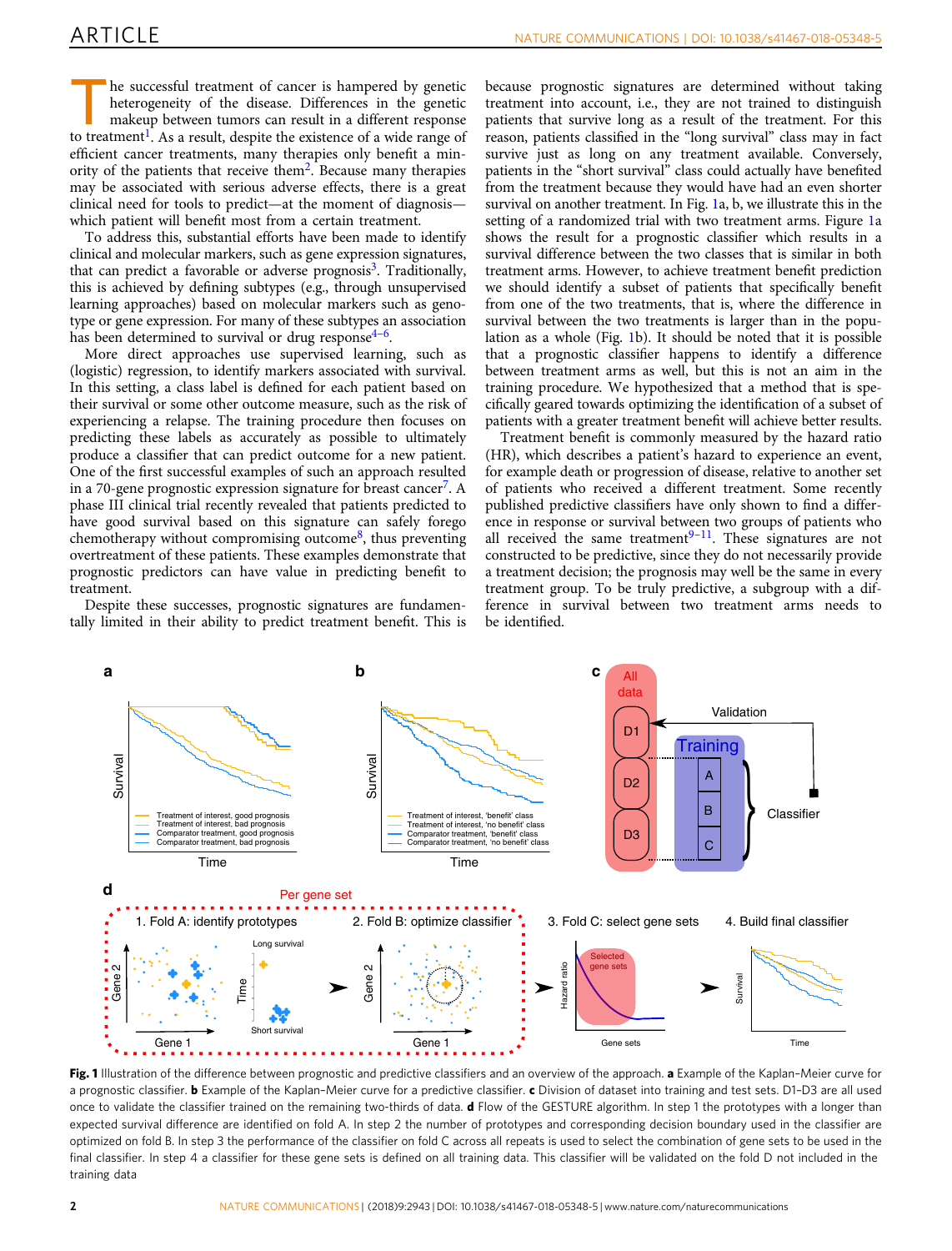The successful treatment of cancer is hampered by genetic heterogeneity of the disease. Differences in the genetic makeup between tumors can result in a different response to treatment[1]. As a result, despite the existence of a wide range of efficient cancer treatments, many therapies only benefit a minority of the patients that receive them[2]. Because many therapies may be associated with serious adverse effects, there is a great clinical need for tools to predict—at the moment of diagnosis—which patient will benefit most from a certain treatment.

To address this, substantial efforts have been made to identify clinical and molecular markers, such as gene expression signatures, that can predict a favorable or adverse prognosis[3]. Traditionally, this is achieved by defining subtypes (e.g., through unsupervised learning approaches) based on molecular markers such as genotype or gene expression. For many of these subtypes an association has been determined to survival or drug response[4–6].

More direct approaches use supervised learning, such as (logistic) regression, to identify markers associated with survival. In this setting, a class label is defined for each patient based on their survival or some other outcome measure, such as the risk of experiencing a relapse. The training procedure then focuses on predicting these labels as accurately as possible to ultimately produce a classifier that can predict outcome for a new patient. One of the first successful examples of such an approach resulted in a 70-gene prognostic expression signature for breast cancer[7]. A phase III clinical trial recently revealed that patients predicted to have good survival based on this signature can safely forego chemotherapy without compromising outcome[8], thus preventing overtreatment of these patients. These examples demonstrate that prognostic predictors can have value in predicting benefit to treatment.

Despite these successes, prognostic signatures are fundamentally limited in their ability to predict treatment benefit. This is because prognostic signatures are determined without taking treatment into account, i.e., they are not trained to distinguish patients that survive long as a result of the treatment. For this reason, patients classified in the "long survival" class may in fact survive just as long on any treatment available. Conversely, patients in the "short survival" class could actually have benefited from the treatment because they would have had an even shorter survival on another treatment. In Fig. 1a, b, we illustrate this in the setting of a randomized trial with two treatment arms. Figure 1a shows the result for a prognostic classifier which results in a survival difference between the two classes that is similar in both treatment arms. However, to achieve treatment benefit prediction we should identify a subset of patients that specifically benefit from one of the two treatments, that is, where the difference in survival between the two treatments is larger than in the population as a whole (Fig. 1b). It should be noted that it is possible that a prognostic classifier happens to identify a difference between treatment arms as well, but this is not an aim in the training procedure. We hypothesized that a method that is specifically geared towards optimizing the identification of a subset of patients with a greater treatment benefit will achieve better results.

Treatment benefit is commonly measured by the hazard ratio (HR), which describes a patient's hazard to experience an event, for example death or progression of disease, relative to another set of patients who received a different treatment. Some recently published predictive classifiers have only shown to find a difference in response or survival between two groups of patients who all received the same treatment[9–11]. These signatures are not constructed to be predictive, since they do not necessarily provide a treatment decision; the prognosis may well be the same in every treatment group. To be truly predictive, a subgroup with a difference in survival between two treatment arms needs to be identified.

a

Survival

Time

Treatment of interest, good prognosis
Treatment of interest, bad prognosis
Comparator treatment, good prognosis
Comparator treatment, bad prognosis

b

Survival

Time

Treatment of interest, 'benefit' class
Treatment of interest, 'no benefit' class
Comparator treatment, 'benefit' class
Comparator treatment, 'no benefit' class

c

All data

D1

D2

D3

Validation

Training

A

B

C

Classifier

d

Per gene set

1. Fold A: identify prototypes

Gene 2

Gene 1

Long survival

Time

Short survival

2. Fold B: optimize classifier

Gene 2

Gene 1

3. Fold C: select gene sets

Hazard ratio

Selected gene sets

Gene sets

4. Build final classifier

Survival

Time

**Fig. 1** Illustration of the difference between prognostic and predictive classifiers and an overview of the approach. **a** Example of the Kaplan–Meier curve for a prognostic classifier. **b** Example of the Kaplan–Meier curve for a predictive classifier. **c** Division of dataset into training and test sets. D1–D3 are all used once to validate the classifier trained on the remaining two-thirds of data. **d** Flow of the GESTURE algorithm. In step 1 the prototypes with a longer than expected survival difference are identified on fold A. In step 2 the number of prototypes and corresponding decision boundary used in the classifier are optimized on fold B. In step 3 the performance of the classifier on fold C across all repeats is used to select the combination of gene sets to be used in the final classifier. In step 4 a classifier for these gene sets is defined on all training data. This classifier will be validated on the fold D not included in the training data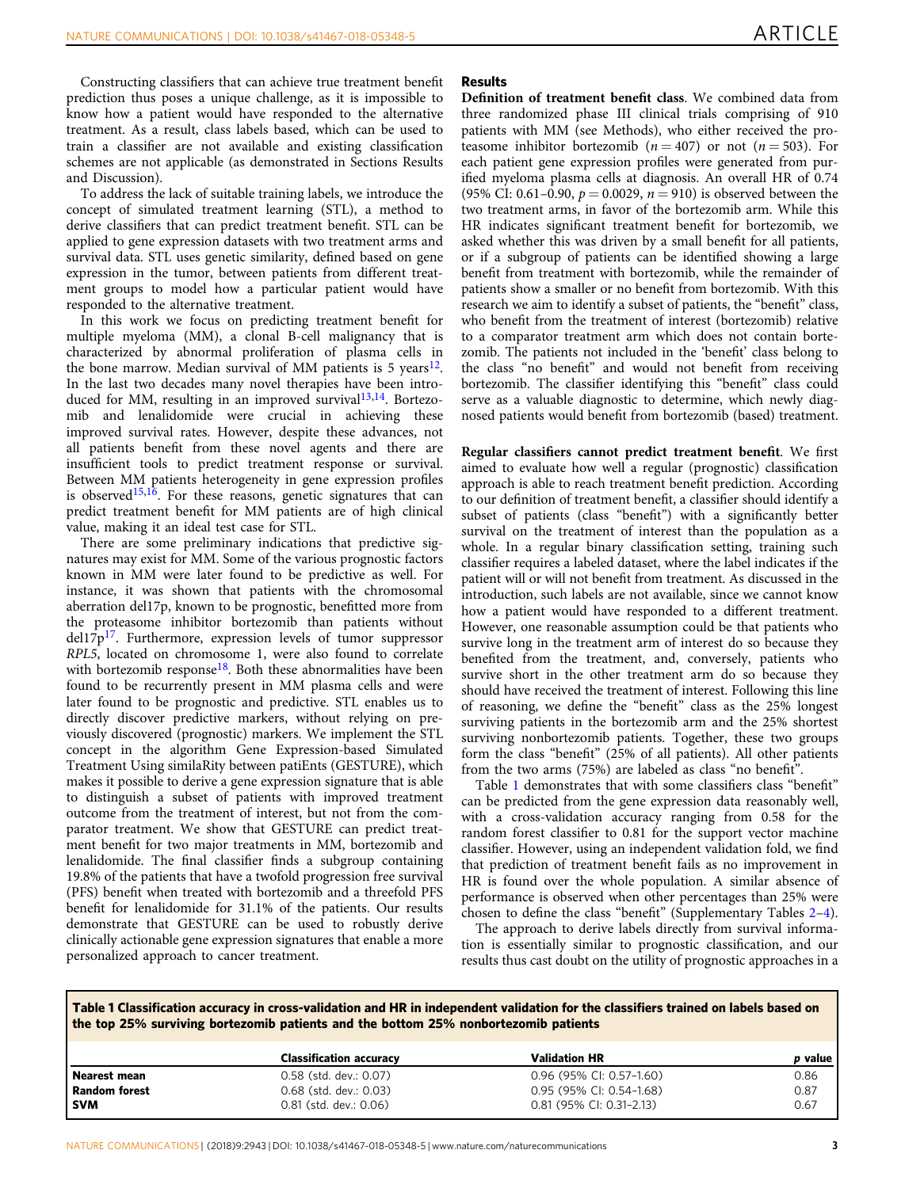Constructing classifiers that can achieve true treatment benefit prediction thus poses a unique challenge, as it is impossible to know how a patient would have responded to the alternative treatment. As a result, class labels based, which can be used to train a classifier are not available and existing classification schemes are not applicable (as demonstrated in Sections Results and Discussion).

To address the lack of suitable training labels, we introduce the concept of simulated treatment learning (STL), a method to derive classifiers that can predict treatment benefit. STL can be applied to gene expression datasets with two treatment arms and survival data. STL uses genetic similarity, defined based on gene expression in the tumor, between patients from different treatment groups to model how a particular patient would have responded to the alternative treatment.

In this work we focus on predicting treatment benefit for multiple myeloma (MM), a clonal B-cell malignancy that is characterized by abnormal proliferation of plasma cells in the bone marrow. Median survival of MM patients is 5 years[12]. In the last two decades many novel therapies have been introduced for MM, resulting in an improved survival[13,14]. Bortezomib and lenalidomide were crucial in achieving these improved survival rates. However, despite these advances, not all patients benefit from these novel agents and there are insufficient tools to predict treatment response or survival. Between MM patients heterogeneity in gene expression profiles is observed[15,16]. For these reasons, genetic signatures that can predict treatment benefit for MM patients are of high clinical value, making it an ideal test case for STL.

There are some preliminary indications that predictive signatures may exist for MM. Some of the various prognostic factors known in MM were later found to be predictive as well. For instance, it was shown that patients with the chromosomal aberration del17p, known to be prognostic, benefitted more from the proteasome inhibitor bortezomib than patients without del17p[17]. Furthermore, expression levels of tumor suppressor *RPL5*, located on chromosome 1, were also found to correlate with bortezomib response[18]. Both these abnormalities have been found to be recurrently present in MM plasma cells and were later found to be prognostic and predictive. STL enables us to directly discover predictive markers, without relying on previously discovered (prognostic) markers. We implement the STL concept in the algorithm Gene Expression-based Simulated Treatment Using similaRity between patiEnts (GESTURE), which makes it possible to derive a gene expression signature that is able to distinguish a subset of patients with improved treatment outcome from the treatment of interest, but not from the comparator treatment. We show that GESTURE can predict treatment benefit for two major treatments in MM, bortezomib and lenalidomide. The final classifier finds a subgroup containing 19.8% of the patients that have a twofold progression free survival (PFS) benefit when treated with bortezomib and a threefold PFS benefit for lenalidomide for 31.1% of the patients. Our results demonstrate that GESTURE can be used to robustly derive clinically actionable gene expression signatures that enable a more personalized approach to cancer treatment.

## Results

**Definition of treatment benefit class**. We combined data from three randomized phase III clinical trials comprising of 910 patients with MM (see Methods), who either received the proteasome inhibitor bortezomib ($n = 407$) or not ($n = 503$). For each patient gene expression profiles were generated from purified myeloma plasma cells at diagnosis. An overall HR of 0.74 (95% CI: 0.61–0.90, $p = 0.0029$, $n = 910$) is observed between the two treatment arms, in favor of the bortezomib arm. While this HR indicates significant treatment benefit for bortezomib, we asked whether this was driven by a small benefit for all patients, or if a subgroup of patients can be identified showing a large benefit from treatment with bortezomib, while the remainder of patients show a smaller or no benefit from bortezomib. With this research we aim to identify a subset of patients, the "benefit" class, who benefit from the treatment of interest (bortezomib) relative to a comparator treatment arm which does not contain bortezomib. The patients not included in the 'benefit' class belong to the class "no benefit" and would not benefit from receiving bortezomib. The classifier identifying this "benefit" class could serve as a valuable diagnostic to determine, which newly diagnosed patients would benefit from bortezomib (based) treatment.

**Regular classifiers cannot predict treatment benefit**. We first aimed to evaluate how well a regular (prognostic) classification approach is able to reach treatment benefit prediction. According to our definition of treatment benefit, a classifier should identify a subset of patients (class "benefit") with a significantly better survival on the treatment of interest than the population as a whole. In a regular binary classification setting, training such classifier requires a labeled dataset, where the label indicates if the patient will or will not benefit from treatment. As discussed in the introduction, such labels are not available, since we cannot know how a patient would have responded to a different treatment. However, one reasonable assumption could be that patients who survive long in the treatment arm of interest do so because they benefited from the treatment, and, conversely, patients who survive short in the other treatment arm do so because they should have received the treatment of interest. Following this line of reasoning, we define the "benefit" class as the 25% longest surviving patients in the bortezomib arm and the 25% shortest surviving nonbortezomib patients. Together, these two groups form the class "benefit" (25% of all patients). All other patients from the two arms (75%) are labeled as class "no benefit".

Table 1 demonstrates that with some classifiers class "benefit" can be predicted from the gene expression data reasonably well, with a cross-validation accuracy ranging from 0.58 for the random forest classifier to 0.81 for the support vector machine classifier. However, using an independent validation fold, we find that prediction of treatment benefit fails as no improvement in HR is found over the whole population. A similar absence of performance is observed when other percentages than 25% were chosen to define the class "benefit" (Supplementary Tables 2–4).

The approach to derive labels directly from survival information is essentially similar to prognostic classification, and our results thus cast doubt on the utility of prognostic approaches in a

**Table 1 Classification accuracy in cross-validation and HR in independent validation for the classifiers trained on labels based on the top 25% surviving bortezomib patients and the bottom 25% nonbortezomib patients**

| | Classification accuracy | Validation HR | *p* value |
|---|---|---|---|
| **Nearest mean** | 0.58 (std. dev.: 0.07) | 0.96 (95% CI: 0.57–1.60) | 0.86 |
| **Random forest** | 0.68 (std. dev.: 0.03) | 0.95 (95% CI: 0.54–1.68) | 0.87 |
| **SVM** | 0.81 (std. dev.: 0.06) | 0.81 (95% CI: 0.31–2.13) | 0.67 |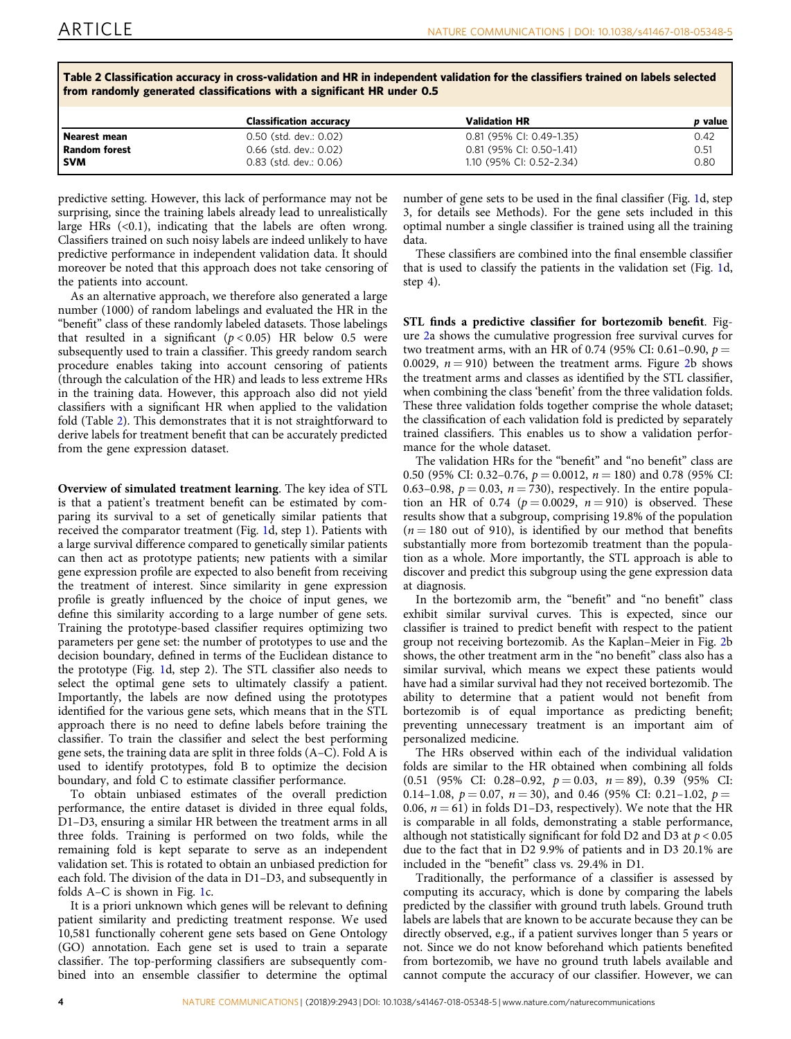**Table 2 Classification accuracy in cross-validation and HR in independent validation for the classifiers trained on labels selected from randomly generated classifications with a significant HR under 0.5**

| | Classification accuracy | Validation HR | *p* value |
|---|---|---|---|
| **Nearest mean** | 0.50 (std. dev.: 0.02) | 0.81 (95% CI: 0.49–1.35) | 0.42 |
| **Random forest** | 0.66 (std. dev.: 0.02) | 0.81 (95% CI: 0.50–1.41) | 0.51 |
| **SVM** | 0.83 (std. dev.: 0.06) | 1.10 (95% CI: 0.52–2.34) | 0.80 |

predictive setting. However, this lack of performance may not be surprising, since the training labels already lead to unrealistically large HRs (<0.1), indicating that the labels are often wrong. Classifiers trained on such noisy labels are indeed unlikely to have predictive performance in independent validation data. It should moreover be noted that this approach does not take censoring of the patients into account.

As an alternative approach, we therefore also generated a large number (1000) of random labelings and evaluated the HR in the "benefit" class of these randomly labeled datasets. Those labelings that resulted in a significant ($p < 0.05$) HR below 0.5 were subsequently used to train a classifier. This greedy random search procedure enables taking into account censoring of patients (through the calculation of the HR) and leads to less extreme HRs in the training data. However, this approach also did not yield classifiers with a significant HR when applied to the validation fold (Table 2). This demonstrates that it is not straightforward to derive labels for treatment benefit that can be accurately predicted from the gene expression dataset.

**Overview of simulated treatment learning**. The key idea of STL is that a patient's treatment benefit can be estimated by comparing its survival to a set of genetically similar patients that received the comparator treatment (Fig. 1d, step 1). Patients with a large survival difference compared to genetically similar patients can then act as prototype patients; new patients with a similar gene expression profile are expected to also benefit from receiving the treatment of interest. Since similarity in gene expression profile is greatly influenced by the choice of input genes, we define this similarity according to a large number of gene sets. Training the prototype-based classifier requires optimizing two parameters per gene set: the number of prototypes to use and the decision boundary, defined in terms of the Euclidean distance to the prototype (Fig. 1d, step 2). The STL classifier also needs to select the optimal gene sets to ultimately classify a patient. Importantly, the labels are now defined using the prototypes identified for the various gene sets, which means that in the STL approach there is no need to define labels before training the classifier. To train the classifier and select the best performing gene sets, the training data are split in three folds (A–C). Fold A is used to identify prototypes, fold B to optimize the decision boundary, and fold C to estimate classifier performance.

To obtain unbiased estimates of the overall prediction performance, the entire dataset is divided in three equal folds, D1–D3, ensuring a similar HR between the treatment arms in all three folds. Training is performed on two folds, while the remaining fold is kept separate to serve as an independent validation set. This is rotated to obtain an unbiased prediction for each fold. The division of the data in D1–D3, and subsequently in folds A–C is shown in Fig. 1c.

It is a priori unknown which genes will be relevant to defining patient similarity and predicting treatment response. We used 10,581 functionally coherent gene sets based on Gene Ontology (GO) annotation. Each gene set is used to train a separate classifier. The top-performing classifiers are subsequently combined into an ensemble classifier to determine the optimal number of gene sets to be used in the final classifier (Fig. 1d, step 3, for details see Methods). For the gene sets included in this optimal number a single classifier is trained using all the training data.

These classifiers are combined into the final ensemble classifier that is used to classify the patients in the validation set (Fig. 1d, step 4).

**STL finds a predictive classifier for bortezomib benefit**. Figure 2a shows the cumulative progression free survival curves for two treatment arms, with an HR of 0.74 (95% CI: 0.61–0.90, $p =$ 0.0029, $n = 910$) between the treatment arms. Figure 2b shows the treatment arms and classes as identified by the STL classifier, when combining the class 'benefit' from the three validation folds. These three validation folds together comprise the whole dataset; the classification of each validation fold is predicted by separately trained classifiers. This enables us to show a validation performance for the whole dataset.

The validation HRs for the "benefit" and "no benefit" class are 0.50 (95% CI: 0.32–0.76, $p = 0.0012$, $n = 180$) and 0.78 (95% CI: 0.63–0.98, $p = 0.03$, $n = 730$), respectively. In the entire population an HR of 0.74 ($p = 0.0029$, $n = 910$) is observed. These results show that a subgroup, comprising 19.8% of the population ($n = 180$ out of 910), is identified by our method that benefits substantially more from bortezomib treatment than the population as a whole. More importantly, the STL approach is able to discover and predict this subgroup using the gene expression data at diagnosis.

In the bortezomib arm, the "benefit" and "no benefit" class exhibit similar survival curves. This is expected, since our classifier is trained to predict benefit with respect to the patient group not receiving bortezomib. As the Kaplan–Meier in Fig. 2b shows, the other treatment arm in the "no benefit" class also has a similar survival, which means we expect these patients would have had a similar survival had they not received bortezomib. The ability to determine that a patient would not benefit from bortezomib is of equal importance as predicting benefit; preventing unnecessary treatment is an important aim of personalized medicine.

The HRs observed within each of the individual validation folds are similar to the HR obtained when combining all folds (0.51 (95% CI: 0.28–0.92, $p = 0.03$, $n = 89$), 0.39 (95% CI: 0.14–1.08, $p = 0.07$, $n = 30$), and 0.46 (95% CI: 0.21–1.02, $p =$ 0.06, $n = 61$) in folds D1–D3, respectively). We note that the HR is comparable in all folds, demonstrating a stable performance, although not statistically significant for fold D2 and D3 at $p < 0.05$ due to the fact that in D2 9.9% of patients and in D3 20.1% are included in the "benefit" class vs. 29.4% in D1.

Traditionally, the performance of a classifier is assessed by computing its accuracy, which is done by comparing the labels predicted by the classifier with ground truth labels. Ground truth labels are labels that are known to be accurate because they can be directly observed, e.g., if a patient survives longer than 5 years or not. Since we do not know beforehand which patients benefited from bortezomib, we have no ground truth labels available and cannot compute the accuracy of our classifier. However, we can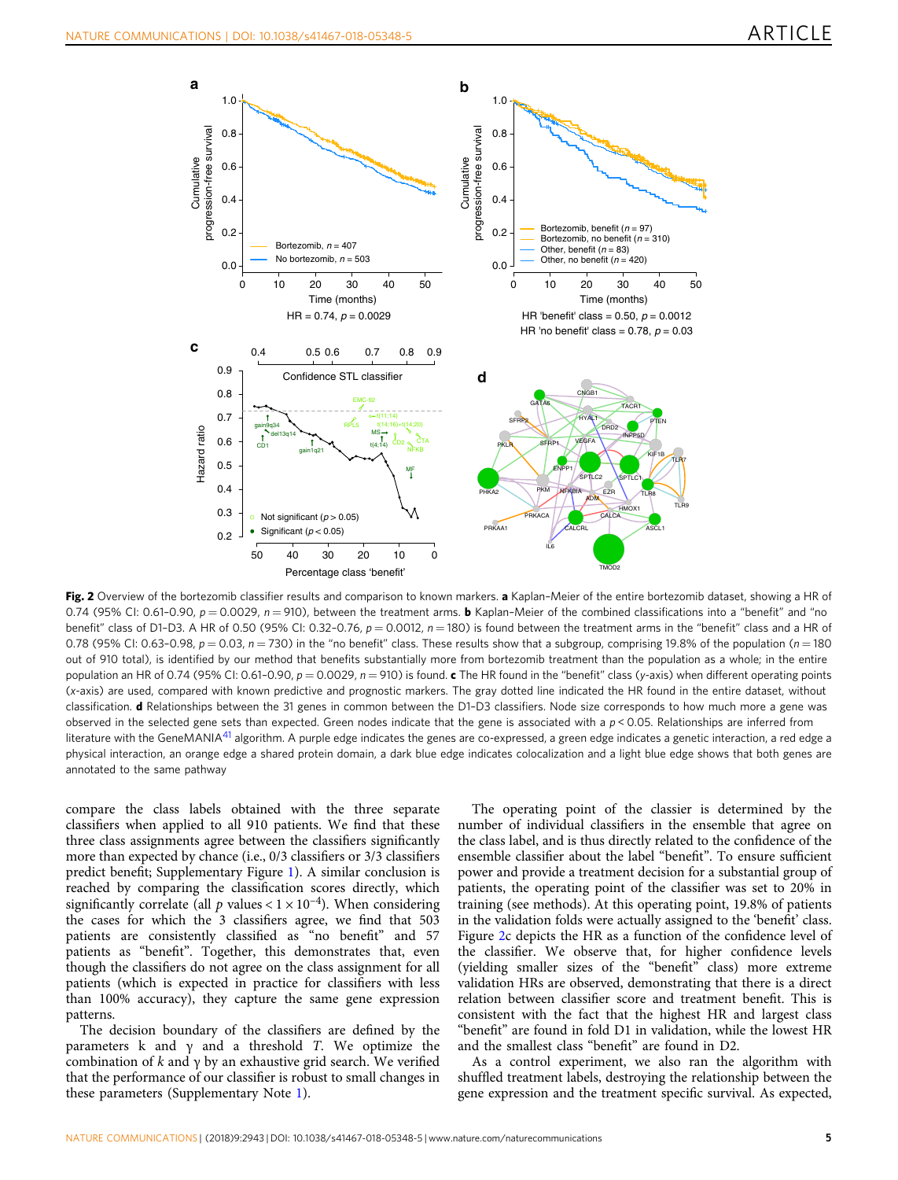**Fig. 2** Overview of the bortezomib classifier results and comparison to known markers. **a** Kaplan–Meier of the entire bortezomib dataset, showing a HR of 0.74 (95% CI: 0.61–0.90, $p = 0.0029$, $n = 910$), between the treatment arms. **b** Kaplan–Meier of the combined classifications into a "benefit" and "no benefit" class of D1–D3. A HR of 0.50 (95% CI: 0.32–0.76, $p = 0.0012$, $n = 180$) is found between the treatment arms in the "benefit" class and a HR of 0.78 (95% CI: 0.63–0.98, $p = 0.03$, $n = 730$) in the "no benefit" class. These results show that a subgroup, comprising 19.8% of the population ($n = 180$ out of 910 total), is identified by our method that benefits substantially more from bortezomib treatment than the population as a whole; in the entire population an HR of 0.74 (95% CI: 0.61–0.90, $p = 0.0029$, $n = 910$) is found. **c** The HR found in the "benefit" class (y-axis) when different operating points (x-axis) are used, compared with known predictive and prognostic markers. The gray dotted line indicated the HR found in the entire dataset, without classification. **d** Relationships between the 31 genes in common between the D1–D3 classifiers. Node size corresponds to how much more a gene was observed in the selected gene sets than expected. Green nodes indicate that the gene is associated with a $p < 0.05$. Relationships are inferred from literature with the GeneMANIA[41] algorithm. A purple edge indicates the genes are co-expressed, a green edge indicates a genetic interaction, a red edge a physical interaction, an orange edge a shared protein domain, a dark blue edge indicates colocalization and a light blue edge shows that both genes are annotated to the same pathway

compare the class labels obtained with the three separate classifiers when applied to all 910 patients. We find that these three class assignments agree between the classifiers significantly more than expected by chance (i.e., 0/3 classifiers or 3/3 classifiers predict benefit; Supplementary Figure 1). A similar conclusion is reached by comparing the classification scores directly, which significantly correlate (all $p$ values $< 1 \times 10^{-4}$). When considering the cases for which the 3 classifiers agree, we find that 503 patients are consistently classified as "no benefit" and 57 patients as "benefit". Together, this demonstrates that, even though the classifiers do not agree on the class assignment for all patients (which is expected in practice for classifiers with less than 100% accuracy), they capture the same gene expression patterns.

The decision boundary of the classifiers are defined by the parameters k and γ and a threshold *T*. We optimize the combination of *k* and γ by an exhaustive grid search. We verified that the performance of our classifier is robust to small changes in these parameters (Supplementary Note 1).

The operating point of the classier is determined by the number of individual classifiers in the ensemble that agree on the class label, and is thus directly related to the confidence of the ensemble classifier about the label "benefit". To ensure sufficient power and provide a treatment decision for a substantial group of patients, the operating point of the classifier was set to 20% in training (see methods). At this operating point, 19.8% of patients in the validation folds were actually assigned to the 'benefit' class. Figure 2c depicts the HR as a function of the confidence level of the classifier. We observe that, for higher confidence levels (yielding smaller sizes of the "benefit" class) more extreme validation HRs are observed, demonstrating that there is a direct relation between classifier score and treatment benefit. This is consistent with the fact that the highest HR and largest class "benefit" are found in fold D1 in validation, while the lowest HR and the smallest class "benefit" are found in D2.

As a control experiment, we also ran the algorithm with shuffled treatment labels, destroying the relationship between the gene expression and the treatment specific survival. As expected,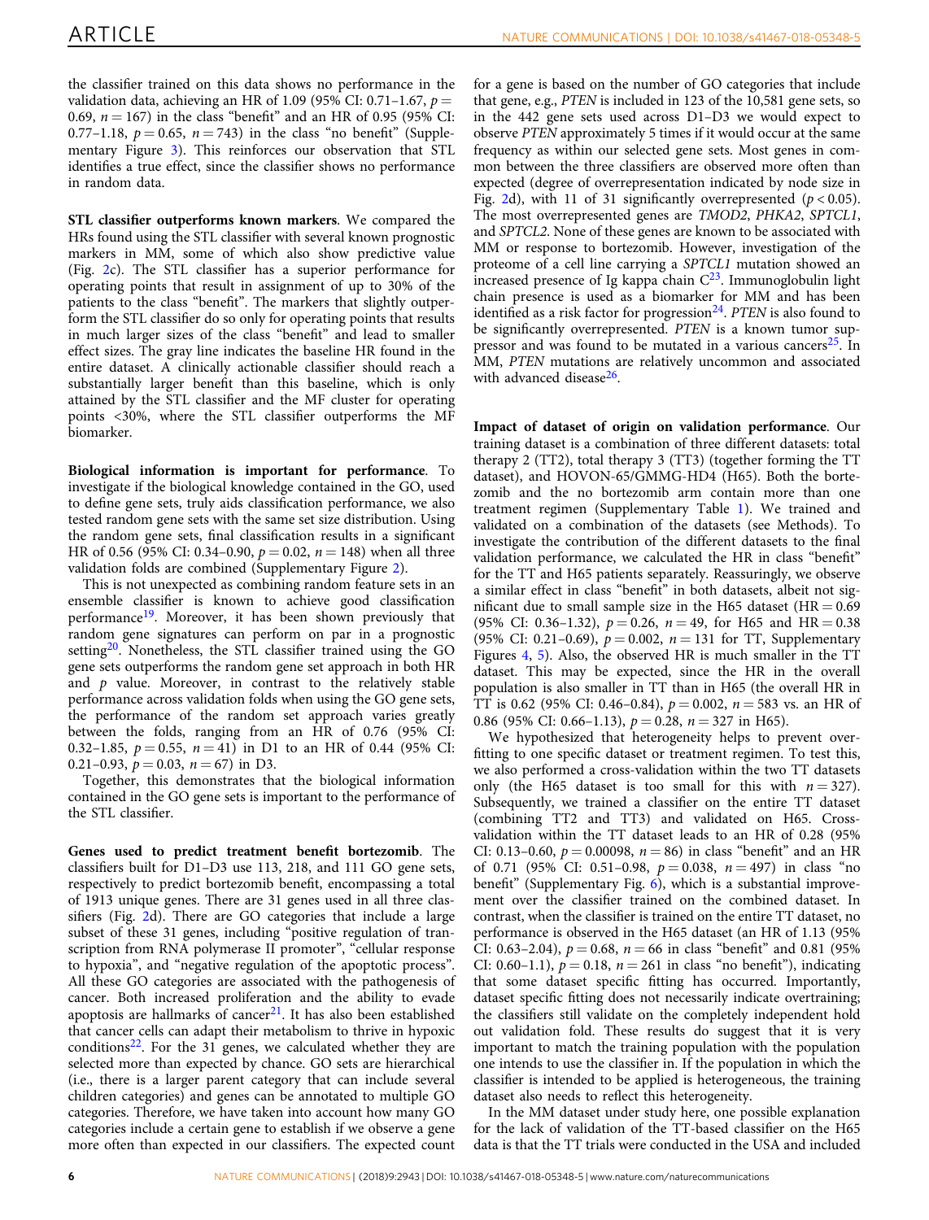the classifier trained on this data shows no performance in the validation data, achieving an HR of 1.09 (95% CI: 0.71–1.67, $p = 0.69$, $n = 167$) in the class "benefit" and an HR of 0.95 (95% CI: 0.77–1.18, $p = 0.65$, $n = 743$) in the class "no benefit" (Supplementary Figure 3). This reinforces our observation that STL identifies a true effect, since the classifier shows no performance in random data.

**STL classifier outperforms known markers**. We compared the HRs found using the STL classifier with several known prognostic markers in MM, some of which also show predictive value (Fig. 2c). The STL classifier has a superior performance for operating points that result in assignment of up to 30% of the patients to the class "benefit". The markers that slightly outperform the STL classifier do so only for operating points that results in much larger sizes of the class "benefit" and lead to smaller effect sizes. The gray line indicates the baseline HR found in the entire dataset. A clinically actionable classifier should reach a substantially larger benefit than this baseline, which is only attained by the STL classifier and the MF cluster for operating points <30%, where the STL classifier outperforms the MF biomarker.

**Biological information is important for performance**. To investigate if the biological knowledge contained in the GO, used to define gene sets, truly aids classification performance, we also tested random gene sets with the same set size distribution. Using the random gene sets, final classification results in a significant HR of 0.56 (95% CI: 0.34–0.90, $p = 0.02$, $n = 148$) when all three validation folds are combined (Supplementary Figure 2).

This is not unexpected as combining random feature sets in an ensemble classifier is known to achieve good classification performance[19]. Moreover, it has been shown previously that random gene signatures can perform on par in a prognostic setting[20]. Nonetheless, the STL classifier trained using the GO gene sets outperforms the random gene set approach in both HR and $p$ value. Moreover, in contrast to the relatively stable performance across validation folds when using the GO gene sets, the performance of the random set approach varies greatly between the folds, ranging from an HR of 0.76 (95% CI: 0.32–1.85, $p = 0.55$, $n = 41$) in D1 to an HR of 0.44 (95% CI: 0.21–0.93, $p = 0.03$, $n = 67$) in D3.

Together, this demonstrates that the biological information contained in the GO gene sets is important to the performance of the STL classifier.

**Genes used to predict treatment benefit bortezomib**. The classifiers built for D1–D3 use 113, 218, and 111 GO gene sets, respectively to predict bortezomib benefit, encompassing a total of 1913 unique genes. There are 31 genes used in all three classifiers (Fig. 2d). There are GO categories that include a large subset of these 31 genes, including "positive regulation of transcription from RNA polymerase II promoter", "cellular response to hypoxia", and "negative regulation of the apoptotic process". All these GO categories are associated with the pathogenesis of cancer. Both increased proliferation and the ability to evade apoptosis are hallmarks of cancer[21]. It has also been established that cancer cells can adapt their metabolism to thrive in hypoxic conditions[22]. For the 31 genes, we calculated whether they are selected more than expected by chance. GO sets are hierarchical (i.e., there is a larger parent category that can include several children categories) and genes can be annotated to multiple GO categories. Therefore, we have taken into account how many GO categories include a certain gene to establish if we observe a gene more often than expected in our classifiers. The expected count for a gene is based on the number of GO categories that include that gene, e.g., *PTEN* is included in 123 of the 10,581 gene sets, so in the 442 gene sets used across D1–D3 we would expect to observe *PTEN* approximately 5 times if it would occur at the same frequency as within our selected gene sets. Most genes in common between the three classifiers are observed more often than expected (degree of overrepresentation indicated by node size in Fig. 2d), with 11 of 31 significantly overrepresented ($p < 0.05$). The most overrepresented genes are *TMOD2*, *PHKA2*, *SPTCL1*, and *SPTCL2*. None of these genes are known to be associated with MM or response to bortezomib. However, investigation of the proteome of a cell line carrying a *SPTCL1* mutation showed an increased presence of Ig kappa chain C[23]. Immunoglobulin light chain presence is used as a biomarker for MM and has been identified as a risk factor for progression[24]. *PTEN* is also found to be significantly overrepresented. *PTEN* is a known tumor suppressor and was found to be mutated in a various cancers[25]. In MM, *PTEN* mutations are relatively uncommon and associated with advanced disease[26].

**Impact of dataset of origin on validation performance**. Our training dataset is a combination of three different datasets: total therapy 2 (TT2), total therapy 3 (TT3) (together forming the TT dataset), and HOVON-65/GMMG-HD4 (H65). Both the bortezomib and the no bortezomib arm contain more than one treatment regimen (Supplementary Table 1). We trained and validated on a combination of the datasets (see Methods). To investigate the contribution of the different datasets to the final validation performance, we calculated the HR in class "benefit" for the TT and H65 patients separately. Reassuringly, we observe a similar effect in class "benefit" in both datasets, albeit not significant due to small sample size in the H65 dataset (HR = 0.69 (95% CI: 0.36–1.32), $p = 0.26$, $n = 49$, for H65 and HR = 0.38 (95% CI: 0.21–0.69), $p = 0.002$, $n = 131$ for TT, Supplementary Figures 4, 5). Also, the observed HR is much smaller in the TT dataset. This may be expected, since the HR in the overall population is also smaller in TT than in H65 (the overall HR in TT is 0.62 (95% CI: 0.46–0.84), $p = 0.002$, $n = 583$ vs. an HR of 0.86 (95% CI: 0.66–1.13), $p = 0.28$, $n = 327$ in H65).

We hypothesized that heterogeneity helps to prevent overfitting to one specific dataset or treatment regimen. To test this, we also performed a cross-validation within the two TT datasets only (the H65 dataset is too small for this with $n = 327$). Subsequently, we trained a classifier on the entire TT dataset (combining TT2 and TT3) and validated on H65. Cross-validation within the TT dataset leads to an HR of 0.28 (95% CI: 0.13–0.60, $p = 0.00098$, $n = 86$) in class "benefit" and an HR of 0.71 (95% CI: 0.51–0.98, $p = 0.038$, $n = 497$) in class "no benefit" (Supplementary Fig. 6), which is a substantial improvement over the classifier trained on the combined dataset. In contrast, when the classifier is trained on the entire TT dataset, no performance is observed in the H65 dataset (an HR of 1.13 (95% CI: 0.63–2.04), $p = 0.68$, $n = 66$ in class "benefit" and 0.81 (95% CI: 0.60–1.1), $p = 0.18$, $n = 261$ in class "no benefit"), indicating that some dataset specific fitting has occurred. Importantly, dataset specific fitting does not necessarily indicate overtraining; the classifiers still validate on the completely independent hold out validation fold. These results do suggest that it is very important to match the training population with the population one intends to use the classifier in. If the population in which the classifier is intended to be applied is heterogeneous, the training dataset also needs to reflect this heterogeneity.

In the MM dataset under study here, one possible explanation for the lack of validation of the TT-based classifier on the H65 data is that the TT trials were conducted in the USA and included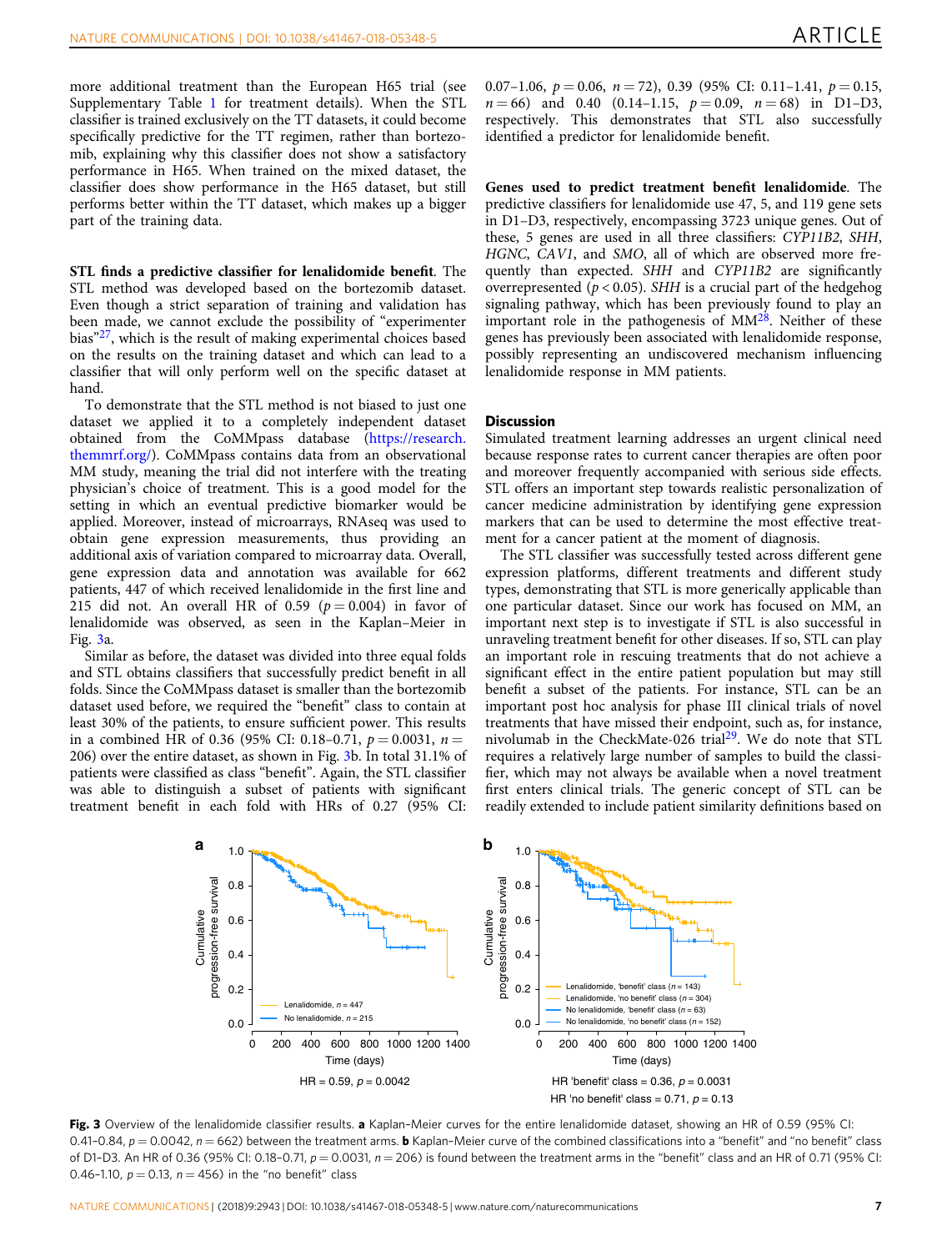more additional treatment than the European H65 trial (see Supplementary Table 1 for treatment details). When the STL classifier is trained exclusively on the TT datasets, it could become specifically predictive for the TT regimen, rather than bortezomib, explaining why this classifier does not show a satisfactory performance in H65. When trained on the mixed dataset, the classifier does show performance in the H65 dataset, but still performs better within the TT dataset, which makes up a bigger part of the training data.

**STL finds a predictive classifier for lenalidomide benefit**. The STL method was developed based on the bortezomib dataset. Even though a strict separation of training and validation has been made, we cannot exclude the possibility of "experimenter bias"[27], which is the result of making experimental choices based on the results on the training dataset and which can lead to a classifier that will only perform well on the specific dataset at hand.

To demonstrate that the STL method is not biased to just one dataset we applied it to a completely independent dataset obtained from the CoMMpass database (https://research.themmrf.org/). CoMMpass contains data from an observational MM study, meaning the trial did not interfere with the treating physician's choice of treatment. This is a good model for the setting in which an eventual predictive biomarker would be applied. Moreover, instead of microarrays, RNAseq was used to obtain gene expression measurements, thus providing an additional axis of variation compared to microarray data. Overall, gene expression data and annotation was available for 662 patients, 447 of which received lenalidomide in the first line and 215 did not. An overall HR of 0.59 ($p = 0.004$) in favor of lenalidomide was observed, as seen in the Kaplan–Meier in Fig. 3a.

Similar as before, the dataset was divided into three equal folds and STL obtains classifiers that successfully predict benefit in all folds. Since the CoMMpass dataset is smaller than the bortezomib dataset used before, we required the "benefit" class to contain at least 30% of the patients, to ensure sufficient power. This results in a combined HR of 0.36 (95% CI: 0.18–0.71, $p = 0.0031$, $n = 206$) over the entire dataset, as shown in Fig. 3b. In total 31.1% of patients were classified as class "benefit". Again, the STL classifier was able to distinguish a subset of patients with significant treatment benefit in each fold with HRs of 0.27 (95% CI: 0.07–1.06, $p = 0.06$, $n = 72$), 0.39 (95% CI: 0.11–1.41, $p = 0.15$, $n = 66$) and 0.40 (0.14–1.15, $p = 0.09$, $n = 68$) in D1–D3, respectively. This demonstrates that STL also successfully identified a predictor for lenalidomide benefit.

**Genes used to predict treatment benefit lenalidomide**. The predictive classifiers for lenalidomide use 47, 5, and 119 gene sets in D1–D3, respectively, encompassing 3723 unique genes. Out of these, 5 genes are used in all three classifiers: *CYP11B2*, *SHH*, *HGNC*, *CAV1*, and *SMO*, all of which are observed more frequently than expected. *SHH* and *CYP11B2* are significantly overrepresented ($p < 0.05$). *SHH* is a crucial part of the hedgehog signaling pathway, which has been previously found to play an important role in the pathogenesis of MM[28]. Neither of these genes has previously been associated with lenalidomide response, possibly representing an undiscovered mechanism influencing lenalidomide response in MM patients.

## Discussion

Simulated treatment learning addresses an urgent clinical need because response rates to current cancer therapies are often poor and moreover frequently accompanied with serious side effects. STL offers an important step towards realistic personalization of cancer medicine administration by identifying gene expression markers that can be used to determine the most effective treatment for a cancer patient at the moment of diagnosis.

The STL classifier was successfully tested across different gene expression platforms, different treatments and different study types, demonstrating that STL is more generically applicable than one particular dataset. Since our work has focused on MM, an important next step is to investigate if STL is also successful in unraveling treatment benefit for other diseases. If so, STL can play an important role in rescuing treatments that do not achieve a significant effect in the entire patient population but may still benefit a subset of the patients. For instance, STL can be an important post hoc analysis for phase III clinical trials of novel treatments that have missed their endpoint, such as, for instance, nivolumab in the CheckMate-026 trial[29]. We do note that STL requires a relatively large number of samples to build the classifier, which may not always be available when a novel treatment first enters clinical trials. The generic concept of STL can be readily extended to include patient similarity definitions based on

**Fig. 3** Overview of the lenalidomide classifier results. **a** Kaplan–Meier curves for the entire lenalidomide dataset, showing an HR of 0.59 (95% CI: 0.41–0.84, $p = 0.0042$, $n = 662$) between the treatment arms. **b** Kaplan–Meier curve of the combined classifications into a "benefit" and "no benefit" class of D1–D3. An HR of 0.36 (95% CI: 0.18–0.71, $p = 0.0031$, $n = 206$) is found between the treatment arms in the "benefit" class and an HR of 0.71 (95% CI: 0.46–1.10, $p = 0.13$, $n = 456$) in the "no benefit" class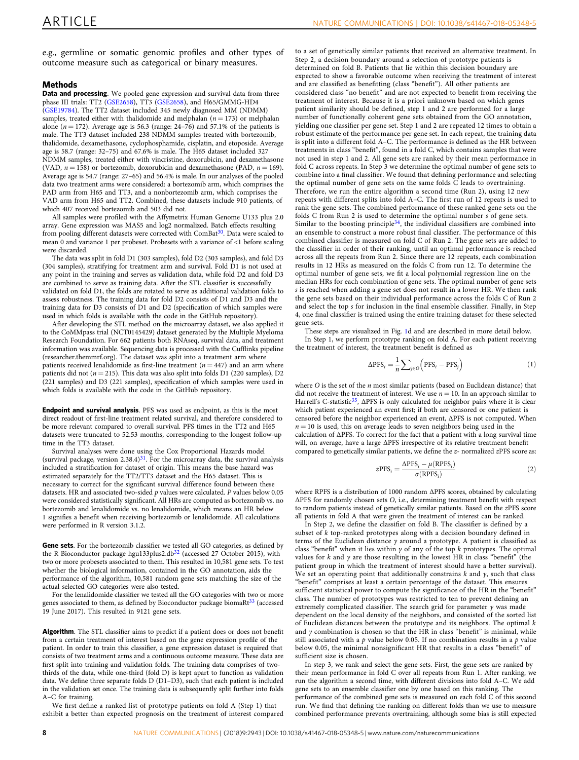e.g., germline or somatic genomic profiles and other types of outcome measure such as categorical or binary measures.

## Methods

**Data and processing**. We pooled gene expression and survival data from three phase III trials: TT2 (GSE2658), TT3 (GSE2658), and H65/GMMG-HD4 (GSE19784). The TT2 dataset included 345 newly diagnosed MM (NDMM) samples, treated either with thalidomide and melphalan ($n = 173$) or melphalan alone ($n = 172$). Average age is 56.3 (range: 24–76) and 57.1% of the patients is male. The TT3 dataset included 238 NDMM samples treated with bortezomib, thalidomide, dexamethasone, cyclophosphamide, cisplatin, and etoposide. Average age is 58.7 (range: 32–75) and 67.6% is male. The H65 dataset included 327 NDMM samples, treated either with vincristine, doxorubicin, and dexamethasone (VAD, $n = 158$) or bortezomib, doxorubicin and dexamethasone (PAD, $n = 169$). Average age is 54.7 (range: 27–65) and 56.4% is male. In our analyses of the pooled data two treatment arms were considered: a bortezomib arm, which comprises the PAD arm from H65 and TT3, and a nonbortezomib arm, which comprises the VAD arm from H65 and TT2. Combined, these datasets include 910 patients, of which 407 received bortezomib and 503 did not.

All samples were profiled with the Affymetrix Human Genome U133 plus 2.0 array. Gene expression was MAS5 and log2 normalized. Batch effects resulting from pooling different datasets were corrected with ComBat[30]. Data were scaled to mean 0 and variance 1 per probeset. Probesets with a variance of <1 before scaling were discarded.

The data was split in fold D1 (303 samples), fold D2 (303 samples), and fold D3 (304 samples), stratifying for treatment arm and survival. Fold D1 is not used at any point in the training and serves as validation data, while fold D2 and fold D3 are combined to serve as training data. After the STL classifier is successfully validated on fold D1, the folds are rotated to serve as additional validation folds to assess robustness. The training data for fold D2 consists of D1 and D3 and the training data for D3 consists of D1 and D2 (specification of which samples were used in which folds is available with the code in the GitHub repository).

After developing the STL method on the microarray dataset, we also applied it to the CoMMpass trial (NCT0145429) dataset generated by the Multiple Myeloma Research Foundation. For 662 patients both RNAseq, survival data, and treatment information was available. Sequencing data is processed with the Cufflinks pipeline (researcher.themmrf.org). The dataset was split into a treatment arm where patients received lenalidomide as first-line treatment ($n = 447$) and an arm where patients did not ($n = 215$). This data was also split into folds D1 (220 samples), D2 (221 samples) and D3 (221 samples), specification of which samples were used in which folds is available with the code in the GitHub repository.

**Endpoint and survival analysis**. PFS was used as endpoint, as this is the most direct readout of first-line treatment related survival, and therefore considered to be more relevant compared to overall survival. PFS times in the TT2 and H65 datasets were truncated to 52.53 months, corresponding to the longest follow-up time in the TT3 dataset.

Survival analyses were done using the Cox Proportional Hazards model (survival package, version 2.38.4)[31]. For the microarray data, the survival analysis included a stratification for dataset of origin. This means the base hazard was estimated separately for the TT2/TT3 dataset and the H65 dataset. This is necessary to correct for the significant survival difference found between these datasets. HR and associated two-sided $p$ values were calculated. $P$ values below 0.05 were considered statistically significant. All HRs are computed as bortezomib vs. no bortezomib and lenalidomide vs. no lenalidomide, which means an HR below 1 signifies a benefit when receiving bortezomib or lenalidomide. All calculations were performed in R version 3.1.2.

**Gene sets**. For the bortezomib classifier we tested all GO categories, as defined by the R Bioconductor package hgu133plus2.db[32] (accessed 27 October 2015), with two or more probesets associated to them. This resulted in 10,581 gene sets. To test whether the biological information, contained in the GO annotation, aids the performance of the algorithm, 10,581 random gene sets matching the size of the actual selected GO categories were also tested.

For the lenalidomide classifier we tested all the GO categories with two or more genes associated to them, as defined by Bioconductor package biomaRt[33] (accessed 19 June 2017). This resulted in 9121 gene sets.

**Algorithm**. The STL classifier aims to predict if a patient does or does not benefit from a certain treatment of interest based on the gene expression profile of the patient. In order to train this classifier, a gene expression dataset is required that consists of two treatment arms and a continuous outcome measure. These data are first split into training and validation folds. The training data comprises of two-thirds of the data, while one-third (fold D) is kept apart to function as validation data. We define three separate folds D (D1–D3), such that each patient is included in the validation set once. The training data is subsequently split further into folds A–C for training.

We first define a ranked list of prototype patients on fold A (Step 1) that exhibit a better than expected prognosis on the treatment of interest compared to a set of genetically similar patients that received an alternative treatment. In Step 2, a decision boundary around a selection of prototype patients is determined on fold B. Patients that lie within this decision boundary are expected to show a favorable outcome when receiving the treatment of interest and are classified as benefitting (class "benefit"). All other patients are considered class "no benefit" and are not expected to benefit from receiving the treatment of interest. Because it is a priori unknown based on which genes patient similarity should be defined, step 1 and 2 are performed for a large number of functionally coherent gene sets obtained from the GO annotation, yielding one classifier per gene set. Step 1 and 2 are repeated 12 times to obtain a robust estimate of the performance per gene set. In each repeat, the training data is split into a different fold A–C. The performance is defined as the HR between treatments in class "benefit", found in a fold C, which contains samples that were not used in step 1 and 2. All gene sets are ranked by their mean performance in fold C across repeats. In Step 3 we determine the optimal number of gene sets to combine into a final classifier. We found that defining performance and selecting the optimal number of gene sets on the same folds C leads to overtraining. Therefore, we run the entire algorithm a second time (Run 2), using 12 new repeats with different splits into fold A–C. The first run of 12 repeats is used to rank the gene sets. The combined performance of these ranked gene sets on the folds C from Run 2 is used to determine the optimal number $s$ of gene sets. Similar to the boosting principle[34], the individual classifiers are combined into an ensemble to construct a more robust final classifier. The performance of this combined classifier is measured on fold C of Run 2. The gene sets are added to the classifier in order of their ranking, until an optimal performance is reached across all the repeats from Run 2. Since there are 12 repeats, each combination results in 12 HRs as measured on the folds C from run 12. To determine the optimal number of gene sets, we fit a local polynomial regression line on the median HRs for each combination of gene sets. The optimal number of gene sets $s$ is reached when adding a gene set does not result in a lower HR. We then rank the gene sets based on their individual performance across the folds C of Run 2 and select the top $s$ for inclusion in the final ensemble classifier. Finally, in Step 4, one final classifier is trained using the entire training dataset for these selected gene sets.

These steps are visualized in Fig. 1d and are described in more detail below.

In Step 1, we perform prototype ranking on fold A. For each patient receiving the treatment of interest, the treatment benefit is defined as

$$\Delta\text{PFS}_i = \frac{1}{n}\sum\nolimits_{j \in O}\left(\text{PFS}_i - \text{PFS}_j\right) \tag{1}$$

where $O$ is the set of the $n$ most similar patients (based on Euclidean distance) that did not receive the treatment of interest. We use $n = 10$. In an approach similar to Harrell's C-statistic[35], $\Delta$PFS is only calculated for neighbor pairs where it is clear which patient experienced an event first; if both are censored or one patient is censored before the neighbor experienced an event, $\Delta$PFS is not computed. When $n = 10$ is used, this on average leads to seven neighbors being used in the calculation of $\Delta$PFS. To correct for the fact that a patient with a long survival time will, on average, have a large $\Delta$PFS irrespective of its relative treatment benefit compared to genetically similar patients, we define the $z$- normalized $z$PFS score as:

$$z\text{PFS}_i = \frac{\Delta\text{PFS}_i - \mu(\text{RPFS}_i)}{\sigma(\text{RPFS}_i)} \tag{2}$$

where RPFS is a distribution of 1000 random $\Delta$PFS scores, obtained by calculating $\Delta$PFS for randomly chosen sets $O$, i.e., determining treatment benefit with respect to random patients instead of genetically similar patients. Based on the $z$PFS score all patients in fold A that were given the treatment of interest can be ranked.

In Step 2, we define the classifier on fold B. The classifier is defined by a subset of $k$ top-ranked prototypes along with a decision boundary defined in terms of the Euclidean distance $\gamma$ around a prototype. A patient is classified as class "benefit" when it lies within $\gamma$ of any of the top $k$ prototypes. The optimal values for $k$ and $\gamma$ are those resulting in the lowest HR in class "benefit" (the patient group in which the treatment of interest should have a better survival). We set an operating point that additionally constrains $k$ and $\gamma$, such that class "benefit" comprises at least a certain percentage of the dataset. This ensures sufficient statistical power to compute the significance of the HR in the "benefit" class. The number of prototypes was restricted to ten to prevent defining an extremely complicated classifier. The search grid for parameter $\gamma$ was made dependent on the local density of the neighbors, and consisted of the sorted list of Euclidean distances between the prototype and its neighbors. The optimal $k$ and $\gamma$ combination is chosen so that the HR in class "benefit" is minimal, while still associated with a $p$ value below 0.05. If no combination results in a $p$ value below 0.05, the minimal nonsignificant HR that results in a class "benefit" of sufficient size is chosen.

In step 3, we rank and select the gene sets. First, the gene sets are ranked by their mean performance in fold C over all repeats from Run 1. After ranking, we run the algorithm a second time, with different divisions into fold A–C. We add gene sets to an ensemble classifier one by one based on this ranking. The performance of the combined gene sets is measured on each fold C of this second run. We find that defining the ranking on different folds than we use to measure combined performance prevents overtraining, although some bias is still expected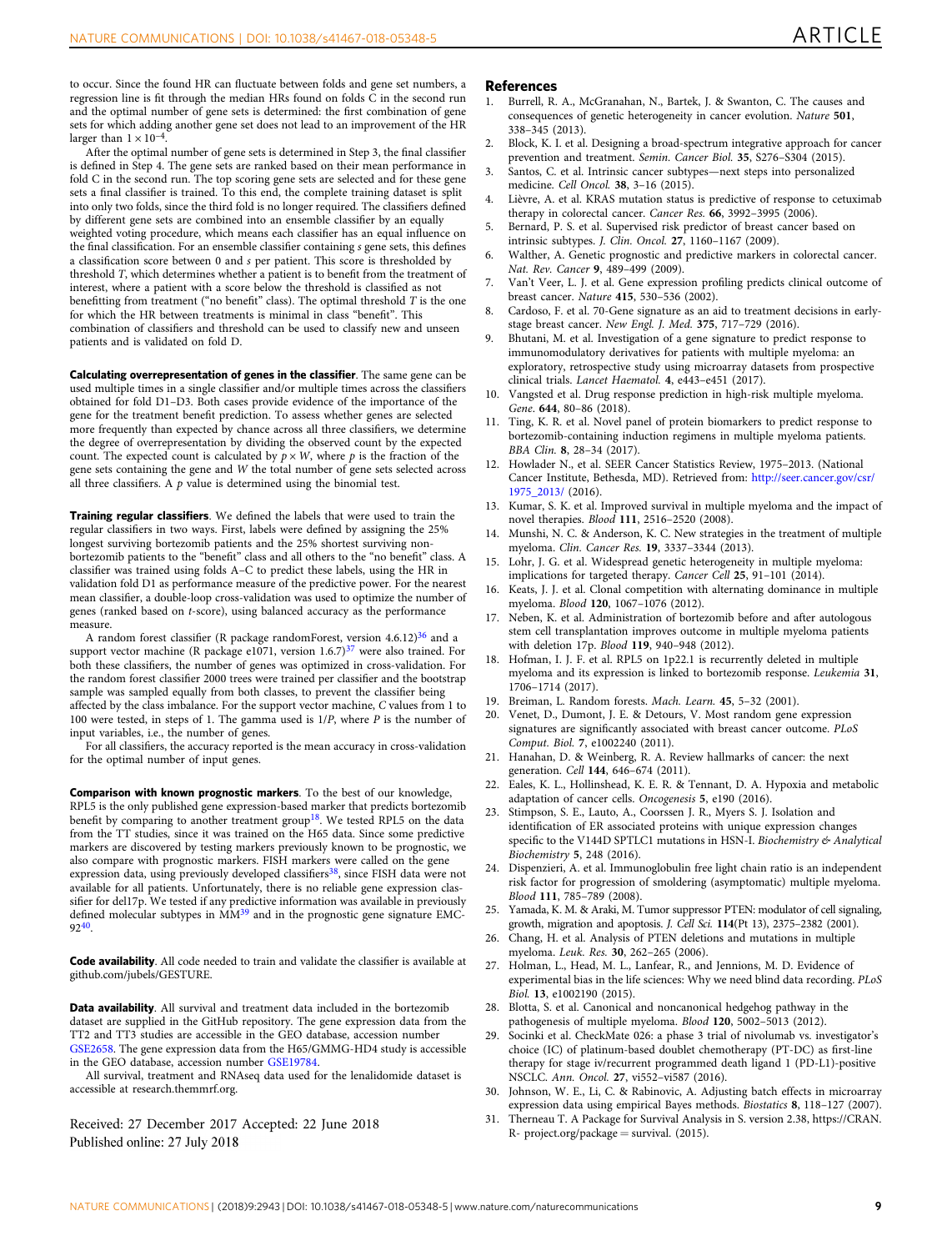to occur. Since the found HR can fluctuate between folds and gene set numbers, a regression line is fit through the median HRs found on folds C in the second run and the optimal number of gene sets is determined: the first combination of gene sets for which adding another gene set does not lead to an improvement of the HR larger than $1 \times 10^{-4}$.

After the optimal number of gene sets is determined in Step 3, the final classifier is defined in Step 4. The gene sets are ranked based on their mean performance in fold C in the second run. The top scoring gene sets are selected and for these gene sets a final classifier is trained. To this end, the complete training dataset is split into only two folds, since the third fold is no longer required. The classifiers defined by different gene sets are combined into an ensemble classifier by an equally weighted voting procedure, which means each classifier has an equal influence on the final classification. For an ensemble classifier containing $s$ gene sets, this defines a classification score between 0 and $s$ per patient. This score is thresholded by threshold $T$, which determines whether a patient is to benefit from the treatment of interest, where a patient with a score below the threshold is classified as not benefitting from treatment ("no benefit" class). The optimal threshold $T$ is the one for which the HR between treatments is minimal in class "benefit". This combination of classifiers and threshold can be used to classify new and unseen patients and is validated on fold D.

**Calculating overrepresentation of genes in the classifier**. The same gene can be used multiple times in a single classifier and/or multiple times across the classifiers obtained for fold D1–D3. Both cases provide evidence of the importance of the gene for the treatment benefit prediction. To assess whether genes are selected more frequently than expected by chance across all three classifiers, we determine the degree of overrepresentation by dividing the observed count by the expected count. The expected count is calculated by $p \times W$, where $p$ is the fraction of the gene sets containing the gene and $W$ the total number of gene sets selected across all three classifiers. A $p$ value is determined using the binomial test.

**Training regular classifiers**. We defined the labels that were used to train the regular classifiers in two ways. First, labels were defined by assigning the 25% longest surviving bortezomib patients and the 25% shortest surviving non-bortezomib patients to the "benefit" class and all others to the "no benefit" class. A classifier was trained using folds A–C to predict these labels, using the HR in validation fold D1 as performance measure of the predictive power. For the nearest mean classifier, a double-loop cross-validation was used to optimize the number of genes (ranked based on $t$-score), using balanced accuracy as the performance measure.

A random forest classifier (R package randomForest, version 4.6.12)[36] and a support vector machine (R package e1071, version 1.6.7)[37] were also trained. For both these classifiers, the number of genes was optimized in cross-validation. For the random forest classifier 2000 trees were trained per classifier and the bootstrap sample was sampled equally from both classes, to prevent the classifier being affected by the class imbalance. For the support vector machine, $C$ values from 1 to 100 were tested, in steps of 1. The gamma used is $1/P$, where $P$ is the number of input variables, i.e., the number of genes.

For all classifiers, the accuracy reported is the mean accuracy in cross-validation for the optimal number of input genes.

**Comparison with known prognostic markers**. To the best of our knowledge, RPL5 is the only published gene expression-based marker that predicts bortezomib benefit by comparing to another treatment group[18]. We tested RPL5 on the data from the TT studies, since it was trained on the H65 data. Since some predictive markers are discovered by testing markers previously known to be prognostic, we also compare with prognostic markers. FISH markers were called on the gene expression data, using previously developed classifiers[38], since FISH data were not available for all patients. Unfortunately, there is no reliable gene expression classifier for del17p. We tested if any predictive information was available in previously defined molecular subtypes in MM[39] and in the prognostic gene signature EMC-92[40].

**Code availability**. All code needed to train and validate the classifier is available at github.com/jubels/GESTURE.

**Data availability**. All survival and treatment data included in the bortezomib dataset are supplied in the GitHub repository. The gene expression data from the TT2 and TT3 studies are accessible in the GEO database, accession number GSE2658. The gene expression data from the H65/GMMG-HD4 study is accessible in the GEO database, accession number GSE19784.

All survival, treatment and RNAseq data used for the lenalidomide dataset is accessible at research.themmrf.org.

Received: 27 December 2017 Accepted: 22 June 2018
Published online: 27 July 2018

## References

1. Burrell, R. A., McGranahan, N., Bartek, J. & Swanton, C. The causes and consequences of genetic heterogeneity in cancer evolution. *Nature* **501**, 338–345 (2013).
2. Block, K. I. et al. Designing a broad-spectrum integrative approach for cancer prevention and treatment. *Semin. Cancer Biol.* **35**, S276–S304 (2015).
3. Santos, C. et al. Intrinsic cancer subtypes—next steps into personalized medicine. *Cell Oncol.* **38**, 3–16 (2015).
4. Lièvre, A. et al. KRAS mutation status is predictive of response to cetuximab therapy in colorectal cancer. *Cancer Res.* **66**, 3992–3995 (2006).
5. Bernard, P. S. et al. Supervised risk predictor of breast cancer based on intrinsic subtypes. *J. Clin. Oncol.* **27**, 1160–1167 (2009).
6. Walther, A. Genetic prognostic and predictive markers in colorectal cancer. *Nat. Rev. Cancer* **9**, 489–499 (2009).
7. Van't Veer, L. J. et al. Gene expression profiling predicts clinical outcome of breast cancer. *Nature* **415**, 530–536 (2002).
8. Cardoso, F. et al. 70-Gene signature as an aid to treatment decisions in early-stage breast cancer. *New Engl. J. Med.* **375**, 717–729 (2016).
9. Bhutani, M. et al. Investigation of a gene signature to predict response to immunomodulatory derivatives for patients with multiple myeloma: an exploratory, retrospective study using microarray datasets from prospective clinical trials. *Lancet Haematol.* **4**, e443–e451 (2017).
10. Vangsted et al. Drug response prediction in high-risk multiple myeloma. *Gene*. **644**, 80–86 (2018).
11. Ting, K. R. et al. Novel panel of protein biomarkers to predict response to bortezomib-containing induction regimens in multiple myeloma patients. *BBA Clin.* **8**, 28–34 (2017).
12. Howlader N., et al. SEER Cancer Statistics Review, 1975–2013. (National Cancer Institute, Bethesda, MD). Retrieved from: http://seer.cancer.gov/csr/1975_2013/ (2016).
13. Kumar, S. K. et al. Improved survival in multiple myeloma and the impact of novel therapies. *Blood* **111**, 2516–2520 (2008).
14. Munshi, N. C. & Anderson, K. C. New strategies in the treatment of multiple myeloma. *Clin. Cancer Res.* **19**, 3337–3344 (2013).
15. Lohr, J. G. et al. Widespread genetic heterogeneity in multiple myeloma: implications for targeted therapy. *Cancer Cell* **25**, 91–101 (2014).
16. Keats, J. J. et al. Clonal competition with alternating dominance in multiple myeloma. *Blood* **120**, 1067–1076 (2012).
17. Neben, K. et al. Administration of bortezomib before and after autologous stem cell transplantation improves outcome in multiple myeloma patients with deletion 17p. *Blood* **119**, 940–948 (2012).
18. Hofman, I. J. F. et al. RPL5 on 1p22.1 is recurrently deleted in multiple myeloma and its expression is linked to bortezomib response. *Leukemia* **31**, 1706–1714 (2017).
19. Breiman, L. Random forests. *Mach. Learn.* **45**, 5–32 (2001).
20. Venet, D., Dumont, J. E. & Detours, V. Most random gene expression signatures are significantly associated with breast cancer outcome. *PLoS Comput. Biol.* **7**, e1002240 (2011).
21. Hanahan, D. & Weinberg, R. A. Review hallmarks of cancer: the next generation. *Cell* **144**, 646–674 (2011).
22. Eales, K. L., Hollinshead, K. E. R. & Tennant, D. A. Hypoxia and metabolic adaptation of cancer cells. *Oncogenesis* **5**, e190 (2016).
23. Stimpson, S. E., Lauto, A., Coorssen J. R., Myers S. J. Isolation and identification of ER associated proteins with unique expression changes specific to the V144D SPTLC1 mutations in HSN-I. *Biochemistry & Analytical Biochemistry* **5**, 248 (2016).
24. Dispenzieri, A. et al. Immunoglobulin free light chain ratio is an independent risk factor for progression of smoldering (asymptomatic) multiple myeloma. *Blood* **111**, 785–789 (2008).
25. Yamada, K. M. & Araki, M. Tumor suppressor PTEN: modulator of cell signaling, growth, migration and apoptosis. *J. Cell Sci.* **114**(Pt 13), 2375–2382 (2001).
26. Chang, H. et al. Analysis of PTEN deletions and mutations in multiple myeloma. *Leuk. Res.* **30**, 262–265 (2006).
27. Holman, L., Head, M. L., Lanfear, R., and Jennions, M. D. Evidence of experimental bias in the life sciences: Why we need blind data recording. *PLoS Biol.* **13**, e1002190 (2015).
28. Blotta, S. et al. Canonical and noncanonical hedgehog pathway in the pathogenesis of multiple myeloma. *Blood* **120**, 5002–5013 (2012).
29. Socinki et al. CheckMate 026: a phase 3 trial of nivolumab vs. investigator's choice (IC) of platinum-based doublet chemotherapy (PT-DC) as first-line therapy for stage iv/recurrent programmed death ligand 1 (PD-L1)-positive NSCLC. *Ann. Oncol.* **27**, vi552–vi587 (2016).
30. Johnson, W. E., Li, C. & Rabinovic, A. Adjusting batch effects in microarray expression data using empirical Bayes methods. *Biostatics* **8**, 118–127 (2007).
31. Therneau T. A Package for Survival Analysis in S. version 2.38, https://CRAN.R- project.org/package = survival. (2015).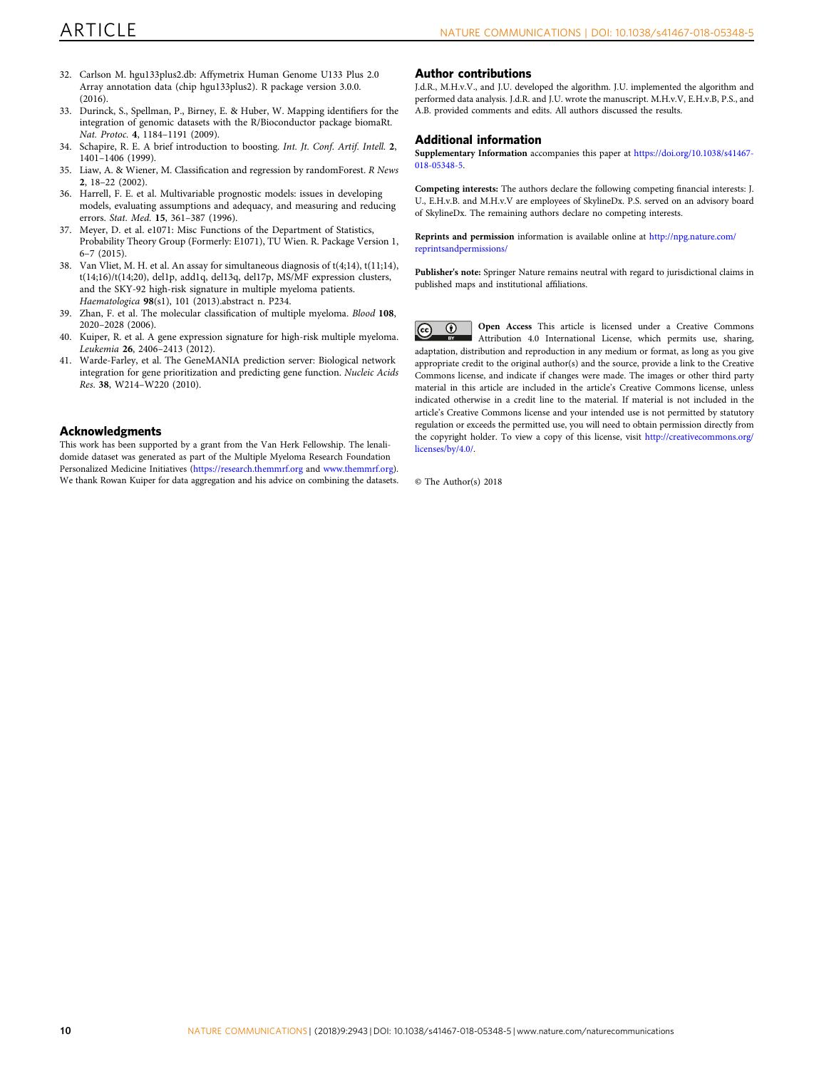32. Carlson M. hgu133plus2.db: Affymetrix Human Genome U133 Plus 2.0 Array annotation data (chip hgu133plus2). R package version 3.0.0. (2016).
33. Durinck, S., Spellman, P., Birney, E. & Huber, W. Mapping identifiers for the integration of genomic datasets with the R/Bioconductor package biomaRt. *Nat. Protoc.* **4**, 1184–1191 (2009).
34. Schapire, R. E. A brief introduction to boosting. *Int. Jt. Conf. Artif. Intell.* **2**, 1401–1406 (1999).
35. Liaw, A. & Wiener, M. Classification and regression by randomForest. *R News* **2**, 18–22 (2002).
36. Harrell, F. E. et al. Multivariable prognostic models: issues in developing models, evaluating assumptions and adequacy, and measuring and reducing errors. *Stat. Med.* **15**, 361–387 (1996).
37. Meyer, D. et al. e1071: Misc Functions of the Department of Statistics, Probability Theory Group (Formerly: E1071), TU Wien. R. Package Version 1, 6–7 (2015).
38. Van Vliet, M. H. et al. An assay for simultaneous diagnosis of t(4;14), t(11;14), t(14;16)/t(14;20), del1p, add1q, del13q, del17p, MS/MF expression clusters, and the SKY-92 high-risk signature in multiple myeloma patients. *Haematologica* **98**(s1), 101 (2013).abstract n. P234.
39. Zhan, F. et al. The molecular classification of multiple myeloma. *Blood* **108**, 2020–2028 (2006).
40. Kuiper, R. et al. A gene expression signature for high-risk multiple myeloma. *Leukemia* **26**, 2406–2413 (2012).
41. Warde-Farley, et al. The GeneMANIA prediction server: Biological network integration for gene prioritization and predicting gene function. *Nucleic Acids Res.* **38**, W214–W220 (2010).

## Acknowledgments

This work has been supported by a grant from the Van Herk Fellowship. The lenalidomide dataset was generated as part of the Multiple Myeloma Research Foundation Personalized Medicine Initiatives (https://research.themmrf.org and www.themmrf.org). We thank Rowan Kuiper for data aggregation and his advice on combining the datasets.

## Author contributions

J.d.R., M.H.v.V., and J.U. developed the algorithm. J.U. implemented the algorithm and performed data analysis. J.d.R. and J.U. wrote the manuscript. M.H.v.V, E.H.v.B, P.S., and A.B. provided comments and edits. All authors discussed the results.

## Additional information

**Supplementary Information** accompanies this paper at https://doi.org/10.1038/s41467-018-05348-5.

**Competing interests:** The authors declare the following competing financial interests: J. U., E.H.v.B. and M.H.v.V are employees of SkylineDx. P.S. served on an advisory board of SkylineDx. The remaining authors declare no competing interests.

**Reprints and permission** information is available online at http://npg.nature.com/reprintsandpermissions/

**Publisher's note:** Springer Nature remains neutral with regard to jurisdictional claims in published maps and institutional affiliations.

**Open Access** This article is licensed under a Creative Commons Attribution 4.0 International License, which permits use, sharing, adaptation, distribution and reproduction in any medium or format, as long as you give appropriate credit to the original author(s) and the source, provide a link to the Creative Commons license, and indicate if changes were made. The images or other third party material in this article are included in the article's Creative Commons license, unless indicated otherwise in a credit line to the material. If material is not included in the article's Creative Commons license and your intended use is not permitted by statutory regulation or exceeds the permitted use, you will need to obtain permission directly from the copyright holder. To view a copy of this license, visit http://creativecommons.org/licenses/by/4.0/.

© The Author(s) 2018